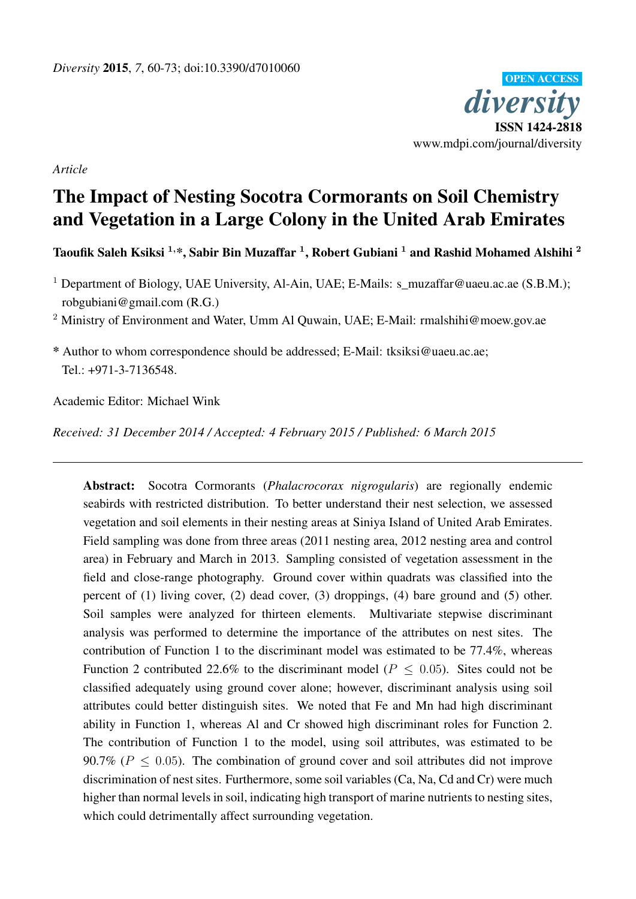*Diversity* **2015**, *7*, 60-73; doi:10.3390/d7010060

OPEN ACCESS

*diversity*

**ISSN 1424-2818**

www.mdpi.com/journal/diversity

*Article*

# The Impact of Nesting Socotra Cormorants on Soil Chemistry and Vegetation in a Large Colony in the United Arab Emirates

**Taoufik Saleh Ksiksi [1,*], Sabir Bin Muzaffar [1], Robert Gubiani [1] and Rashid Mohamed Alshihi [2]**

[1] Department of Biology, UAE University, Al-Ain, UAE; E-Mails: s_muzaffar@uaeu.ac.ae (S.B.M.); robgubiani@gmail.com (R.G.)

[2] Ministry of Environment and Water, Umm Al Quwain, UAE; E-Mail: rmalshihi@moew.gov.ae

* Author to whom correspondence should be addressed; E-Mail: tksiksi@uaeu.ac.ae; Tel.: +971-3-7136548.

Academic Editor: Michael Wink

*Received: 31 December 2014 / Accepted: 4 February 2015 / Published: 6 March 2015*

---

**Abstract:** Socotra Cormorants (*Phalacrocorax nigrogularis*) are regionally endemic seabirds with restricted distribution. To better understand their nest selection, we assessed vegetation and soil elements in their nesting areas at Siniya Island of United Arab Emirates. Field sampling was done from three areas (2011 nesting area, 2012 nesting area and control area) in February and March in 2013. Sampling consisted of vegetation assessment in the field and close-range photography. Ground cover within quadrats was classified into the percent of (1) living cover, (2) dead cover, (3) droppings, (4) bare ground and (5) other. Soil samples were analyzed for thirteen elements. Multivariate stepwise discriminant analysis was performed to determine the importance of the attributes on nest sites. The contribution of Function 1 to the discriminant model was estimated to be 77.4%, whereas Function 2 contributed 22.6% to the discriminant model ($P \leq 0.05$). Sites could not be classified adequately using ground cover alone; however, discriminant analysis using soil attributes could better distinguish sites. We noted that Fe and Mn had high discriminant ability in Function 1, whereas Al and Cr showed high discriminant roles for Function 2. The contribution of Function 1 to the model, using soil attributes, was estimated to be 90.7% ($P \leq 0.05$). The combination of ground cover and soil attributes did not improve discrimination of nest sites. Furthermore, some soil variables (Ca, Na, Cd and Cr) were much higher than normal levels in soil, indicating high transport of marine nutrients to nesting sites, which could detrimentally affect surrounding vegetation.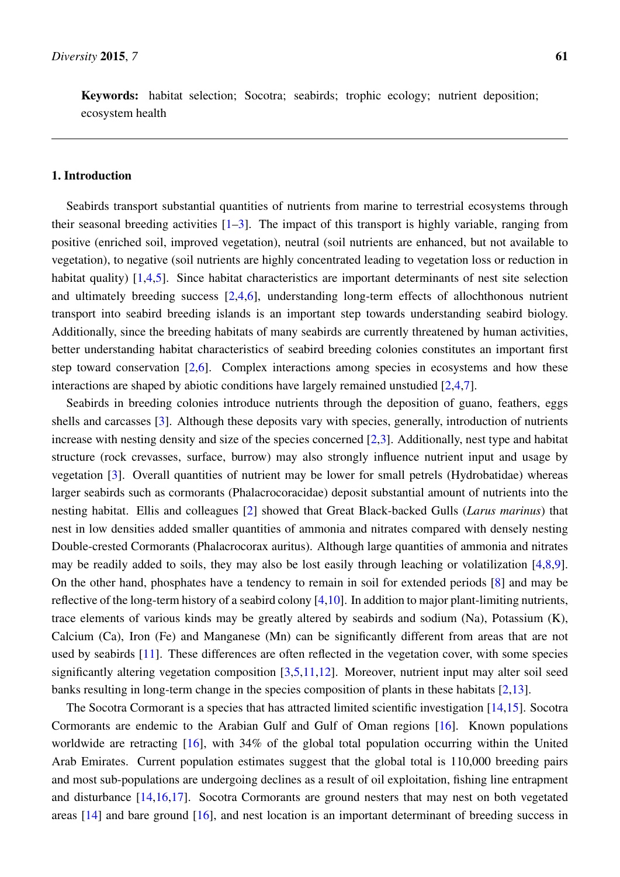**Keywords:** habitat selection; Socotra; seabirds; trophic ecology; nutrient deposition; ecosystem health

## 1. Introduction

Seabirds transport substantial quantities of nutrients from marine to terrestrial ecosystems through their seasonal breeding activities [1–3]. The impact of this transport is highly variable, ranging from positive (enriched soil, improved vegetation), neutral (soil nutrients are enhanced, but not available to vegetation), to negative (soil nutrients are highly concentrated leading to vegetation loss or reduction in habitat quality) [1,4,5]. Since habitat characteristics are important determinants of nest site selection and ultimately breeding success [2,4,6], understanding long-term effects of allochthonous nutrient transport into seabird breeding islands is an important step towards understanding seabird biology. Additionally, since the breeding habitats of many seabirds are currently threatened by human activities, better understanding habitat characteristics of seabird breeding colonies constitutes an important first step toward conservation [2,6]. Complex interactions among species in ecosystems and how these interactions are shaped by abiotic conditions have largely remained unstudied [2,4,7].

Seabirds in breeding colonies introduce nutrients through the deposition of guano, feathers, eggs shells and carcasses [3]. Although these deposits vary with species, generally, introduction of nutrients increase with nesting density and size of the species concerned [2,3]. Additionally, nest type and habitat structure (rock crevasses, surface, burrow) may also strongly influence nutrient input and usage by vegetation [3]. Overall quantities of nutrient may be lower for small petrels (Hydrobatidae) whereas larger seabirds such as cormorants (Phalacrocoracidae) deposit substantial amount of nutrients into the nesting habitat. Ellis and colleagues [2] showed that Great Black-backed Gulls (*Larus marinus*) that nest in low densities added smaller quantities of ammonia and nitrates compared with densely nesting Double-crested Cormorants (Phalacrocorax auritus). Although large quantities of ammonia and nitrates may be readily added to soils, they may also be lost easily through leaching or volatilization [4,8,9]. On the other hand, phosphates have a tendency to remain in soil for extended periods [8] and may be reflective of the long-term history of a seabird colony [4,10]. In addition to major plant-limiting nutrients, trace elements of various kinds may be greatly altered by seabirds and sodium (Na), Potassium (K), Calcium (Ca), Iron (Fe) and Manganese (Mn) can be significantly different from areas that are not used by seabirds [11]. These differences are often reflected in the vegetation cover, with some species significantly altering vegetation composition [3,5,11,12]. Moreover, nutrient input may alter soil seed banks resulting in long-term change in the species composition of plants in these habitats [2,13].

The Socotra Cormorant is a species that has attracted limited scientific investigation [14,15]. Socotra Cormorants are endemic to the Arabian Gulf and Gulf of Oman regions [16]. Known populations worldwide are retracting [16], with 34% of the global total population occurring within the United Arab Emirates. Current population estimates suggest that the global total is 110,000 breeding pairs and most sub-populations are undergoing declines as a result of oil exploitation, fishing line entrapment and disturbance [14,16,17]. Socotra Cormorants are ground nesters that may nest on both vegetated areas [14] and bare ground [16], and nest location is an important determinant of breeding success in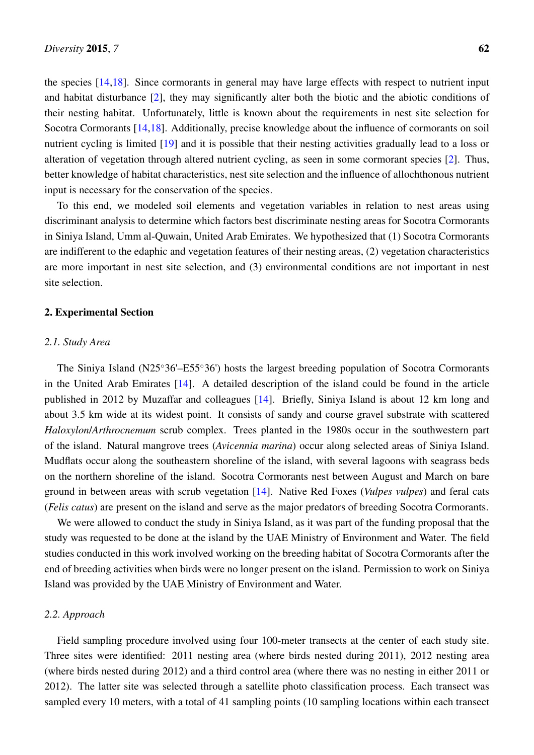the species [14,18]. Since cormorants in general may have large effects with respect to nutrient input and habitat disturbance [2], they may significantly alter both the biotic and the abiotic conditions of their nesting habitat. Unfortunately, little is known about the requirements in nest site selection for Socotra Cormorants [14,18]. Additionally, precise knowledge about the influence of cormorants on soil nutrient cycling is limited [19] and it is possible that their nesting activities gradually lead to a loss or alteration of vegetation through altered nutrient cycling, as seen in some cormorant species [2]. Thus, better knowledge of habitat characteristics, nest site selection and the influence of allochthonous nutrient input is necessary for the conservation of the species.

To this end, we modeled soil elements and vegetation variables in relation to nest areas using discriminant analysis to determine which factors best discriminate nesting areas for Socotra Cormorants in Siniya Island, Umm al-Quwain, United Arab Emirates. We hypothesized that (1) Socotra Cormorants are indifferent to the edaphic and vegetation features of their nesting areas, (2) vegetation characteristics are more important in nest site selection, and (3) environmental conditions are not important in nest site selection.

## 2. Experimental Section

### *2.1. Study Area*

The Siniya Island (N25°36'–E55°36') hosts the largest breeding population of Socotra Cormorants in the United Arab Emirates [14]. A detailed description of the island could be found in the article published in 2012 by Muzaffar and colleagues [14]. Briefly, Siniya Island is about 12 km long and about 3.5 km wide at its widest point. It consists of sandy and course gravel substrate with scattered *Haloxylon*/*Arthrocnemum* scrub complex. Trees planted in the 1980s occur in the southwestern part of the island. Natural mangrove trees (*Avicennia marina*) occur along selected areas of Siniya Island. Mudflats occur along the southeastern shoreline of the island, with several lagoons with seagrass beds on the northern shoreline of the island. Socotra Cormorants nest between August and March on bare ground in between areas with scrub vegetation [14]. Native Red Foxes (*Vulpes vulpes*) and feral cats (*Felis catus*) are present on the island and serve as the major predators of breeding Socotra Cormorants.

We were allowed to conduct the study in Siniya Island, as it was part of the funding proposal that the study was requested to be done at the island by the UAE Ministry of Environment and Water. The field studies conducted in this work involved working on the breeding habitat of Socotra Cormorants after the end of breeding activities when birds were no longer present on the island. Permission to work on Siniya Island was provided by the UAE Ministry of Environment and Water.

### *2.2. Approach*

Field sampling procedure involved using four 100-meter transects at the center of each study site. Three sites were identified: 2011 nesting area (where birds nested during 2011), 2012 nesting area (where birds nested during 2012) and a third control area (where there was no nesting in either 2011 or 2012). The latter site was selected through a satellite photo classification process. Each transect was sampled every 10 meters, with a total of 41 sampling points (10 sampling locations within each transect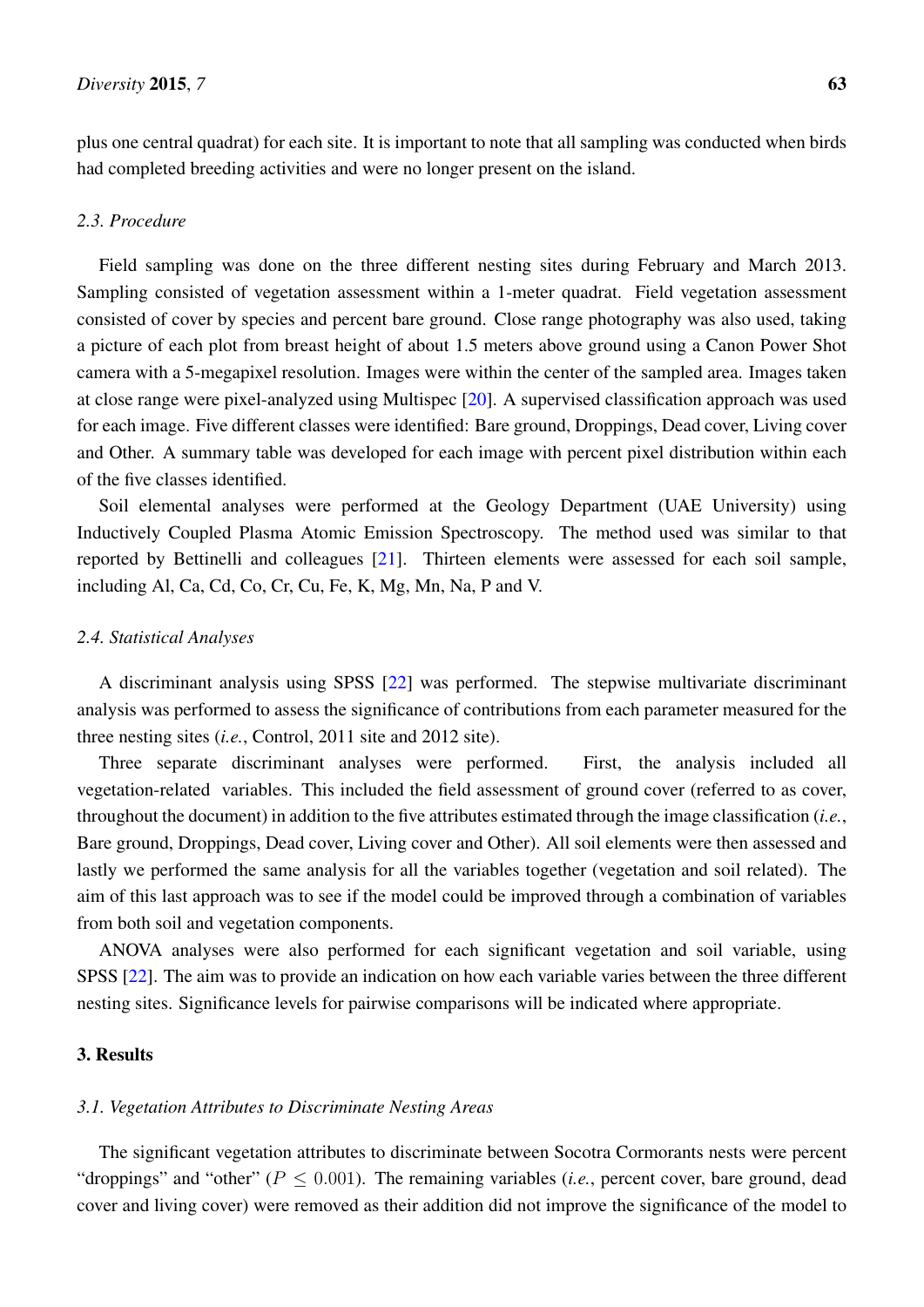plus one central quadrat) for each site. It is important to note that all sampling was conducted when birds had completed breeding activities and were no longer present on the island.

### 2.3. Procedure

Field sampling was done on the three different nesting sites during February and March 2013. Sampling consisted of vegetation assessment within a 1-meter quadrat. Field vegetation assessment consisted of cover by species and percent bare ground. Close range photography was also used, taking a picture of each plot from breast height of about 1.5 meters above ground using a Canon Power Shot camera with a 5-megapixel resolution. Images were within the center of the sampled area. Images taken at close range were pixel-analyzed using Multispec [20]. A supervised classification approach was used for each image. Five different classes were identified: Bare ground, Droppings, Dead cover, Living cover and Other. A summary table was developed for each image with percent pixel distribution within each of the five classes identified.

Soil elemental analyses were performed at the Geology Department (UAE University) using Inductively Coupled Plasma Atomic Emission Spectroscopy. The method used was similar to that reported by Bettinelli and colleagues [21]. Thirteen elements were assessed for each soil sample, including Al, Ca, Cd, Co, Cr, Cu, Fe, K, Mg, Mn, Na, P and V.

### 2.4. Statistical Analyses

A discriminant analysis using SPSS [22] was performed. The stepwise multivariate discriminant analysis was performed to assess the significance of contributions from each parameter measured for the three nesting sites (*i.e.*, Control, 2011 site and 2012 site).

Three separate discriminant analyses were performed. First, the analysis included all vegetation-related variables. This included the field assessment of ground cover (referred to as cover, throughout the document) in addition to the five attributes estimated through the image classification (*i.e.*, Bare ground, Droppings, Dead cover, Living cover and Other). All soil elements were then assessed and lastly we performed the same analysis for all the variables together (vegetation and soil related). The aim of this last approach was to see if the model could be improved through a combination of variables from both soil and vegetation components.

ANOVA analyses were also performed for each significant vegetation and soil variable, using SPSS [22]. The aim was to provide an indication on how each variable varies between the three different nesting sites. Significance levels for pairwise comparisons will be indicated where appropriate.

## 3. Results

### 3.1. Vegetation Attributes to Discriminate Nesting Areas

The significant vegetation attributes to discriminate between Socotra Cormorants nests were percent "droppings" and "other" ($P \leq 0.001$). The remaining variables (*i.e.*, percent cover, bare ground, dead cover and living cover) were removed as their addition did not improve the significance of the model to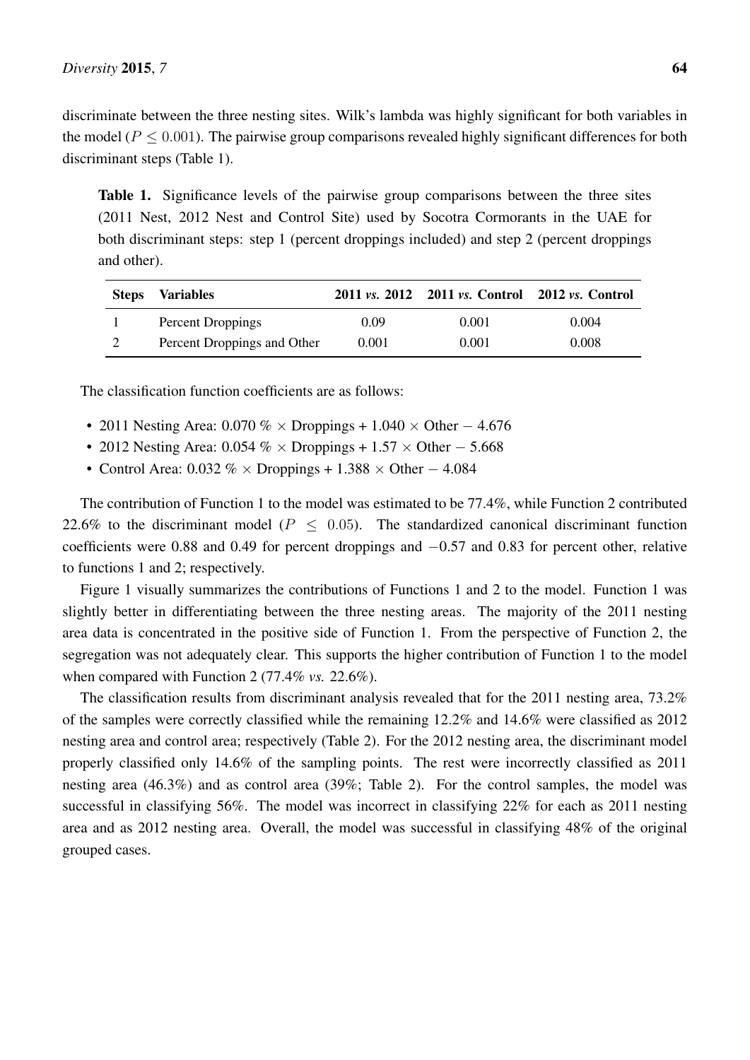discriminate between the three nesting sites. Wilk's lambda was highly significant for both variables in the model ($P \leq 0.001$). The pairwise group comparisons revealed highly significant differences for both discriminant steps (Table 1).

**Table 1.** Significance levels of the pairwise group comparisons between the three sites (2011 Nest, 2012 Nest and Control Site) used by Socotra Cormorants in the UAE for both discriminant steps: step 1 (percent droppings included) and step 2 (percent droppings and other).

| Steps | Variables | 2011 *vs.* 2012 | 2011 *vs.* Control | 2012 *vs.* Control |
|---|---|---|---|---|
| 1 | Percent Droppings | 0.09 | 0.001 | 0.004 |
| 2 | Percent Droppings and Other | 0.001 | 0.001 | 0.008 |

The classification function coefficients are as follows:

- 2011 Nesting Area: 0.070 % $\times$ Droppings + 1.040 $\times$ Other $-$ 4.676
- 2012 Nesting Area: 0.054 % $\times$ Droppings + 1.57 $\times$ Other $-$ 5.668
- Control Area: 0.032 % $\times$ Droppings + 1.388 $\times$ Other $-$ 4.084

The contribution of Function 1 to the model was estimated to be 77.4%, while Function 2 contributed 22.6% to the discriminant model ($P \leq 0.05$). The standardized canonical discriminant function coefficients were 0.88 and 0.49 for percent droppings and $-0.57$ and 0.83 for percent other, relative to functions 1 and 2; respectively.

Figure 1 visually summarizes the contributions of Functions 1 and 2 to the model. Function 1 was slightly better in differentiating between the three nesting areas. The majority of the 2011 nesting area data is concentrated in the positive side of Function 1. From the perspective of Function 2, the segregation was not adequately clear. This supports the higher contribution of Function 1 to the model when compared with Function 2 (77.4% *vs.* 22.6%).

The classification results from discriminant analysis revealed that for the 2011 nesting area, 73.2% of the samples were correctly classified while the remaining 12.2% and 14.6% were classified as 2012 nesting area and control area; respectively (Table 2). For the 2012 nesting area, the discriminant model properly classified only 14.6% of the sampling points. The rest were incorrectly classified as 2011 nesting area (46.3%) and as control area (39%; Table 2). For the control samples, the model was successful in classifying 56%. The model was incorrect in classifying 22% for each as 2011 nesting area and as 2012 nesting area. Overall, the model was successful in classifying 48% of the original grouped cases.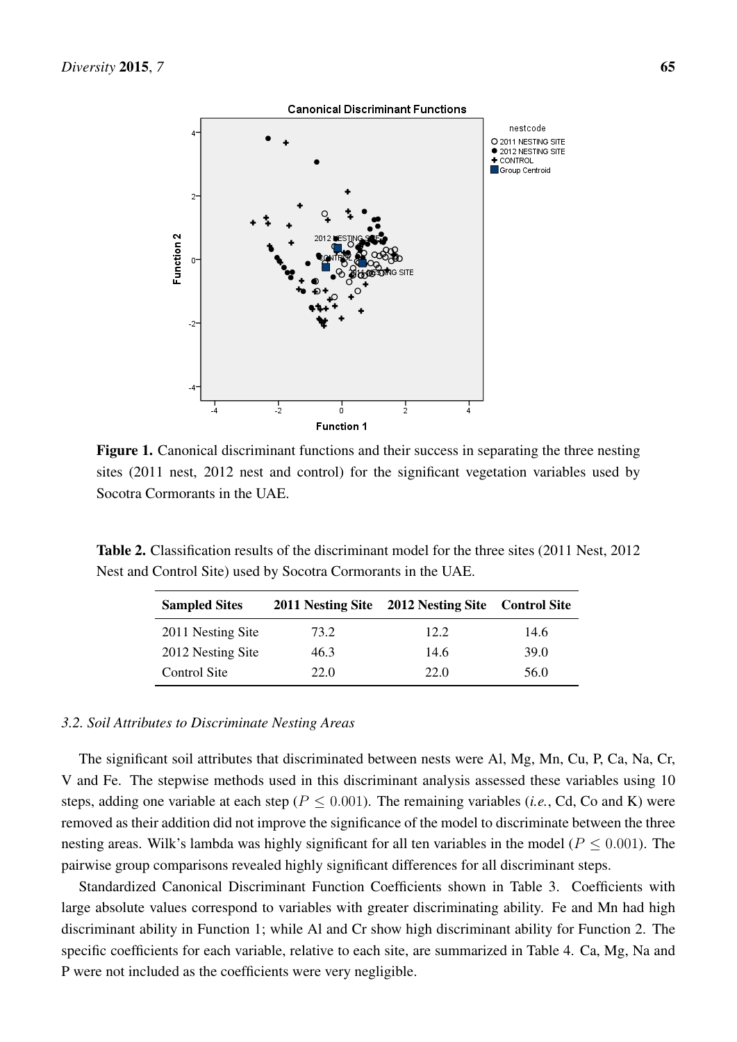**Figure 1.** Canonical discriminant functions and their success in separating the three nesting sites (2011 nest, 2012 nest and control) for the significant vegetation variables used by Socotra Cormorants in the UAE.

**Table 2.** Classification results of the discriminant model for the three sites (2011 Nest, 2012 Nest and Control Site) used by Socotra Cormorants in the UAE.

| Sampled Sites | 2011 Nesting Site | 2012 Nesting Site | Control Site |
|---|---|---|---|
| 2011 Nesting Site | 73.2 | 12.2 | 14.6 |
| 2012 Nesting Site | 46.3 | 14.6 | 39.0 |
| Control Site | 22.0 | 22.0 | 56.0 |

### *3.2. Soil Attributes to Discriminate Nesting Areas*

The significant soil attributes that discriminated between nests were Al, Mg, Mn, Cu, P, Ca, Na, Cr, V and Fe. The stepwise methods used in this discriminant analysis assessed these variables using 10 steps, adding one variable at each step ($P \leq 0.001$). The remaining variables (*i.e.*, Cd, Co and K) were removed as their addition did not improve the significance of the model to discriminate between the three nesting areas. Wilk's lambda was highly significant for all ten variables in the model ($P \leq 0.001$). The pairwise group comparisons revealed highly significant differences for all discriminant steps.

Standardized Canonical Discriminant Function Coefficients shown in Table 3. Coefficients with large absolute values correspond to variables with greater discriminating ability. Fe and Mn had high discriminant ability in Function 1; while Al and Cr show high discriminant ability for Function 2. The specific coefficients for each variable, relative to each site, are summarized in Table 4. Ca, Mg, Na and P were not included as the coefficients were very negligible.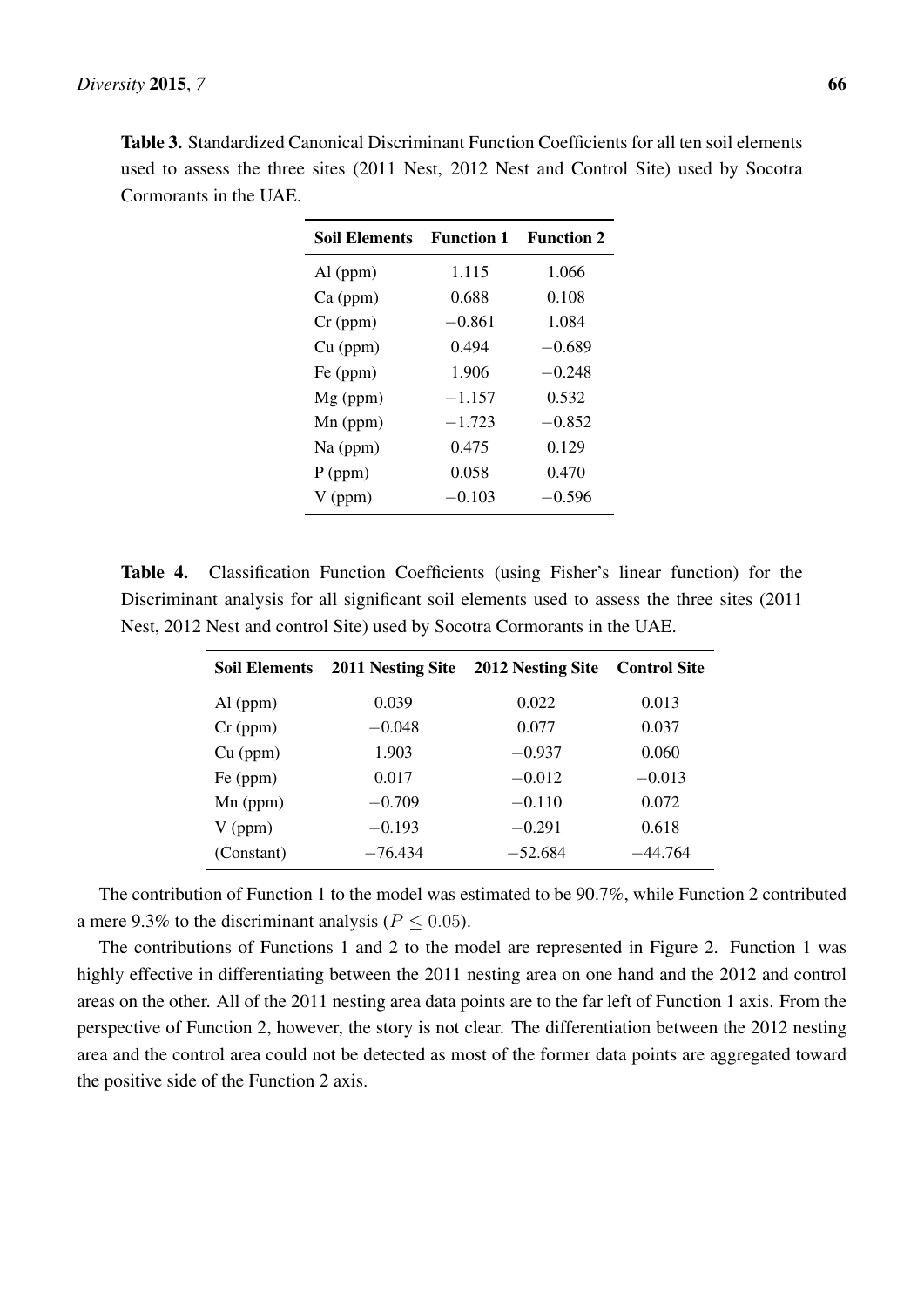**Table 3.** Standardized Canonical Discriminant Function Coefficients for all ten soil elements used to assess the three sites (2011 Nest, 2012 Nest and Control Site) used by Socotra Cormorants in the UAE.

| Soil Elements | Function 1 | Function 2 |
| --- | --- | --- |
| Al (ppm) | 1.115 | 1.066 |
| Ca (ppm) | 0.688 | 0.108 |
| Cr (ppm) | −0.861 | 1.084 |
| Cu (ppm) | 0.494 | −0.689 |
| Fe (ppm) | 1.906 | −0.248 |
| Mg (ppm) | −1.157 | 0.532 |
| Mn (ppm) | −1.723 | −0.852 |
| Na (ppm) | 0.475 | 0.129 |
| P (ppm) | 0.058 | 0.470 |
| V (ppm) | −0.103 | −0.596 |

**Table 4.** Classification Function Coefficients (using Fisher's linear function) for the Discriminant analysis for all significant soil elements used to assess the three sites (2011 Nest, 2012 Nest and control Site) used by Socotra Cormorants in the UAE.

| Soil Elements | 2011 Nesting Site | 2012 Nesting Site | Control Site |
| --- | --- | --- | --- |
| Al (ppm) | 0.039 | 0.022 | 0.013 |
| Cr (ppm) | −0.048 | 0.077 | 0.037 |
| Cu (ppm) | 1.903 | −0.937 | 0.060 |
| Fe (ppm) | 0.017 | −0.012 | −0.013 |
| Mn (ppm) | −0.709 | −0.110 | 0.072 |
| V (ppm) | −0.193 | −0.291 | 0.618 |
| (Constant) | −76.434 | −52.684 | −44.764 |

The contribution of Function 1 to the model was estimated to be 90.7%, while Function 2 contributed a mere 9.3% to the discriminant analysis ($P \leq 0.05$).

The contributions of Functions 1 and 2 to the model are represented in Figure 2. Function 1 was highly effective in differentiating between the 2011 nesting area on one hand and the 2012 and control areas on the other. All of the 2011 nesting area data points are to the far left of Function 1 axis. From the perspective of Function 2, however, the story is not clear. The differentiation between the 2012 nesting area and the control area could not be detected as most of the former data points are aggregated toward the positive side of the Function 2 axis.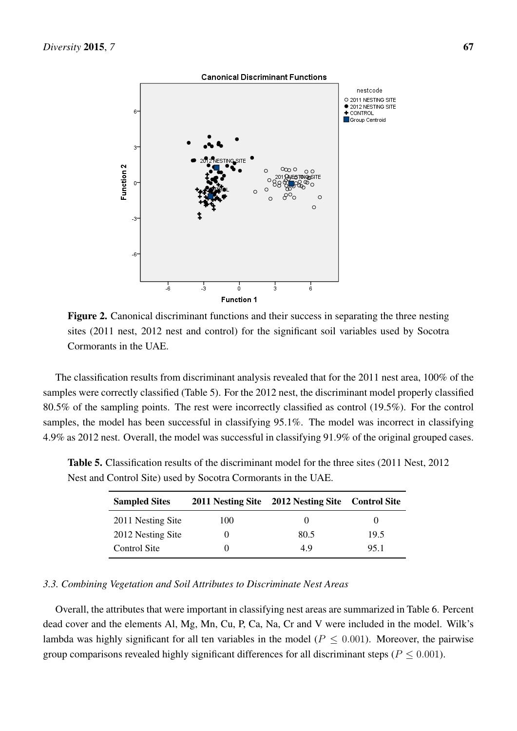**Figure 2.** Canonical discriminant functions and their success in separating the three nesting sites (2011 nest, 2012 nest and control) for the significant soil variables used by Socotra Cormorants in the UAE.

The classification results from discriminant analysis revealed that for the 2011 nest area, 100% of the samples were correctly classified (Table 5). For the 2012 nest, the discriminant model properly classified 80.5% of the sampling points. The rest were incorrectly classified as control (19.5%). For the control samples, the model has been successful in classifying 95.1%. The model was incorrect in classifying 4.9% as 2012 nest. Overall, the model was successful in classifying 91.9% of the original grouped cases.

**Table 5.** Classification results of the discriminant model for the three sites (2011 Nest, 2012 Nest and Control Site) used by Socotra Cormorants in the UAE.

| Sampled Sites | 2011 Nesting Site | 2012 Nesting Site | Control Site |
|---|---|---|---|
| 2011 Nesting Site | 100 | 0 | 0 |
| 2012 Nesting Site | 0 | 80.5 | 19.5 |
| Control Site | 0 | 4.9 | 95.1 |

### *3.3. Combining Vegetation and Soil Attributes to Discriminate Nest Areas*

Overall, the attributes that were important in classifying nest areas are summarized in Table 6. Percent dead cover and the elements Al, Mg, Mn, Cu, P, Ca, Na, Cr and V were included in the model. Wilk's lambda was highly significant for all ten variables in the model ($P \leq 0.001$). Moreover, the pairwise group comparisons revealed highly significant differences for all discriminant steps ($P \leq 0.001$).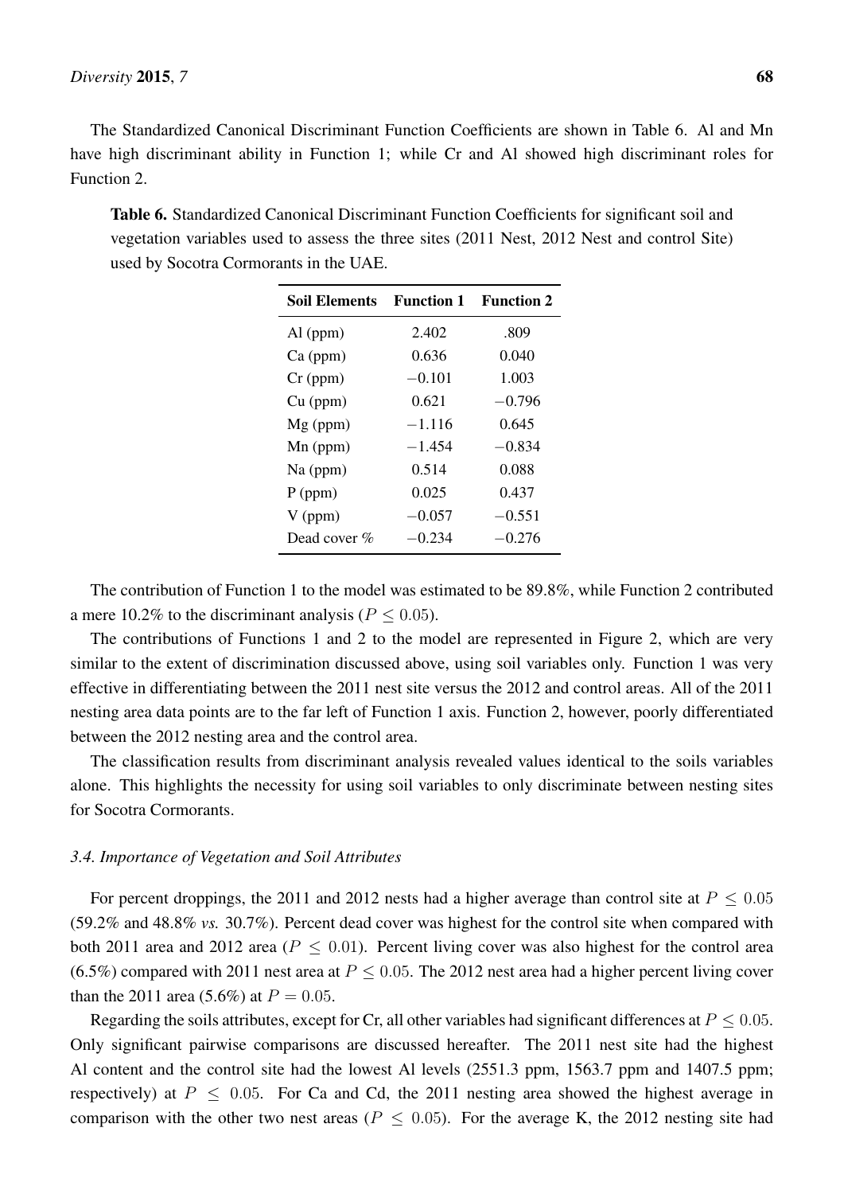The Standardized Canonical Discriminant Function Coefficients are shown in Table 6. Al and Mn have high discriminant ability in Function 1; while Cr and Al showed high discriminant roles for Function 2.

**Table 6.** Standardized Canonical Discriminant Function Coefficients for significant soil and vegetation variables used to assess the three sites (2011 Nest, 2012 Nest and control Site) used by Socotra Cormorants in the UAE.

| Soil Elements | Function 1 | Function 2 |
|---|---|---|
| Al (ppm) | 2.402 | .809 |
| Ca (ppm) | 0.636 | 0.040 |
| Cr (ppm) | −0.101 | 1.003 |
| Cu (ppm) | 0.621 | −0.796 |
| Mg (ppm) | −1.116 | 0.645 |
| Mn (ppm) | −1.454 | −0.834 |
| Na (ppm) | 0.514 | 0.088 |
| P (ppm) | 0.025 | 0.437 |
| V (ppm) | −0.057 | −0.551 |
| Dead cover % | −0.234 | −0.276 |

The contribution of Function 1 to the model was estimated to be 89.8%, while Function 2 contributed a mere 10.2% to the discriminant analysis ($P \leq 0.05$).

The contributions of Functions 1 and 2 to the model are represented in Figure 2, which are very similar to the extent of discrimination discussed above, using soil variables only. Function 1 was very effective in differentiating between the 2011 nest site versus the 2012 and control areas. All of the 2011 nesting area data points are to the far left of Function 1 axis. Function 2, however, poorly differentiated between the 2012 nesting area and the control area.

The classification results from discriminant analysis revealed values identical to the soils variables alone. This highlights the necessity for using soil variables to only discriminate between nesting sites for Socotra Cormorants.

### *3.4. Importance of Vegetation and Soil Attributes*

For percent droppings, the 2011 and 2012 nests had a higher average than control site at $P \leq 0.05$ (59.2% and 48.8% *vs.* 30.7%). Percent dead cover was highest for the control site when compared with both 2011 area and 2012 area ($P \leq 0.01$). Percent living cover was also highest for the control area (6.5%) compared with 2011 nest area at $P \leq 0.05$. The 2012 nest area had a higher percent living cover than the 2011 area (5.6%) at $P = 0.05$.

Regarding the soils attributes, except for Cr, all other variables had significant differences at $P \leq 0.05$. Only significant pairwise comparisons are discussed hereafter. The 2011 nest site had the highest Al content and the control site had the lowest Al levels (2551.3 ppm, 1563.7 ppm and 1407.5 ppm; respectively) at $P \leq 0.05$. For Ca and Cd, the 2011 nesting area showed the highest average in comparison with the other two nest areas ($P \leq 0.05$). For the average K, the 2012 nesting site had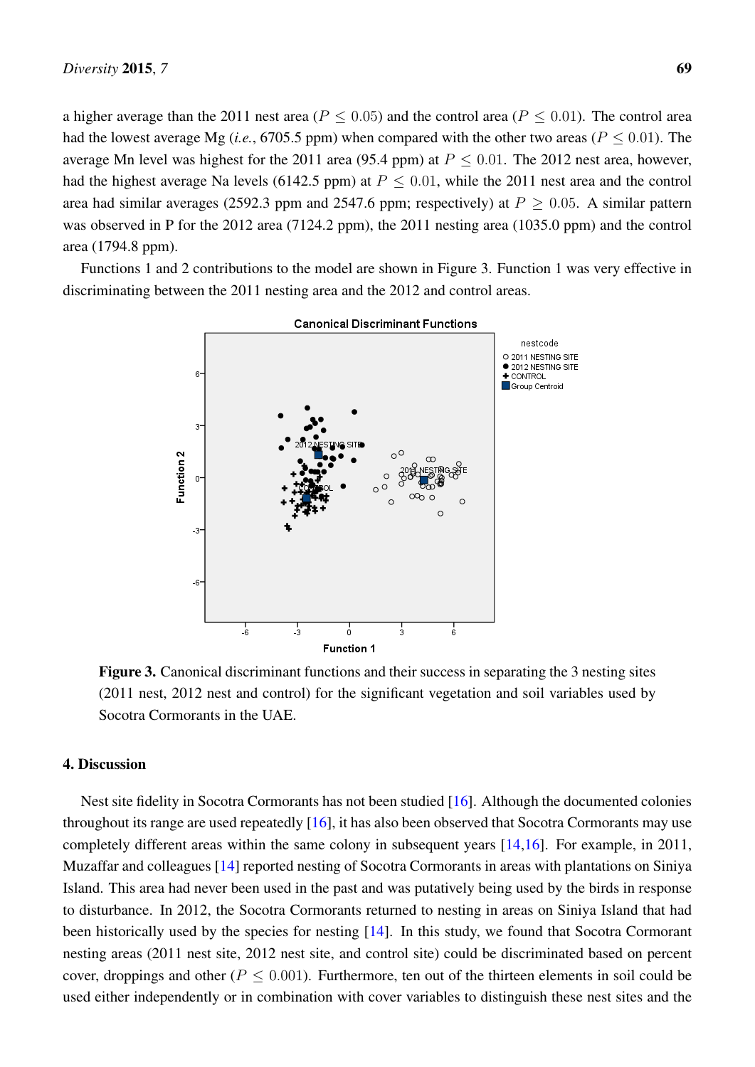a higher average than the 2011 nest area ($P \leq 0.05$) and the control area ($P \leq 0.01$). The control area had the lowest average Mg (*i.e.*, 6705.5 ppm) when compared with the other two areas ($P \leq 0.01$). The average Mn level was highest for the 2011 area (95.4 ppm) at $P \leq 0.01$. The 2012 nest area, however, had the highest average Na levels (6142.5 ppm) at $P \leq 0.01$, while the 2011 nest area and the control area had similar averages (2592.3 ppm and 2547.6 ppm; respectively) at $P \geq 0.05$. A similar pattern was observed in P for the 2012 area (7124.2 ppm), the 2011 nesting area (1035.0 ppm) and the control area (1794.8 ppm).

Functions 1 and 2 contributions to the model are shown in Figure 3. Function 1 was very effective in discriminating between the 2011 nesting area and the 2012 and control areas.

**Figure 3.** Canonical discriminant functions and their success in separating the 3 nesting sites (2011 nest, 2012 nest and control) for the significant vegetation and soil variables used by Socotra Cormorants in the UAE.

## 4. Discussion

Nest site fidelity in Socotra Cormorants has not been studied [16]. Although the documented colonies throughout its range are used repeatedly [16], it has also been observed that Socotra Cormorants may use completely different areas within the same colony in subsequent years [14,16]. For example, in 2011, Muzaffar and colleagues [14] reported nesting of Socotra Cormorants in areas with plantations on Siniya Island. This area had never been used in the past and was putatively being used by the birds in response to disturbance. In 2012, the Socotra Cormorants returned to nesting in areas on Siniya Island that had been historically used by the species for nesting [14]. In this study, we found that Socotra Cormorant nesting areas (2011 nest site, 2012 nest site, and control site) could be discriminated based on percent cover, droppings and other ($P \leq 0.001$). Furthermore, ten out of the thirteen elements in soil could be used either independently or in combination with cover variables to distinguish these nest sites and the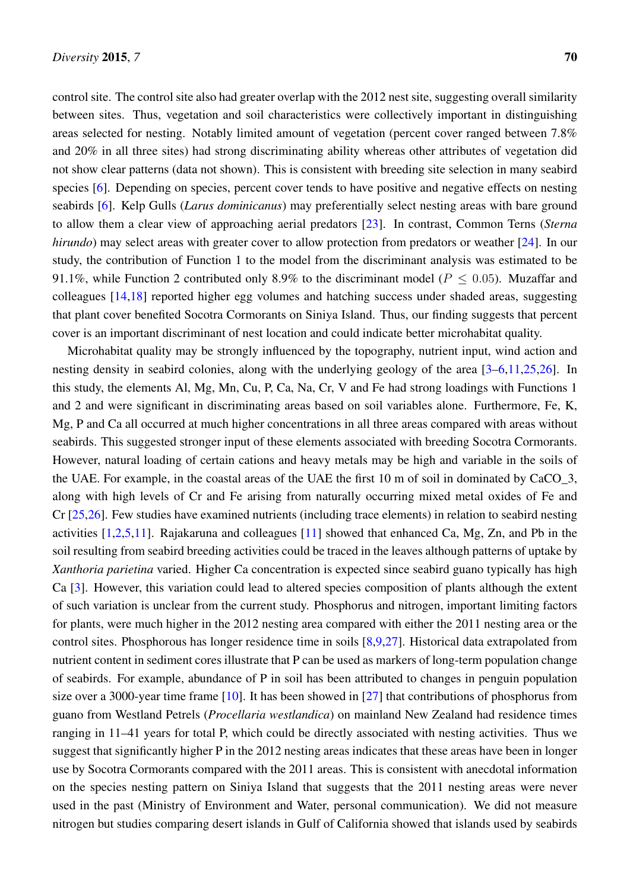control site. The control site also had greater overlap with the 2012 nest site, suggesting overall similarity between sites. Thus, vegetation and soil characteristics were collectively important in distinguishing areas selected for nesting. Notably limited amount of vegetation (percent cover ranged between 7.8% and 20% in all three sites) had strong discriminating ability whereas other attributes of vegetation did not show clear patterns (data not shown). This is consistent with breeding site selection in many seabird species [6]. Depending on species, percent cover tends to have positive and negative effects on nesting seabirds [6]. Kelp Gulls (*Larus dominicanus*) may preferentially select nesting areas with bare ground to allow them a clear view of approaching aerial predators [23]. In contrast, Common Terns (*Sterna hirundo*) may select areas with greater cover to allow protection from predators or weather [24]. In our study, the contribution of Function 1 to the model from the discriminant analysis was estimated to be 91.1%, while Function 2 contributed only 8.9% to the discriminant model ($P \leq 0.05$). Muzaffar and colleagues [14,18] reported higher egg volumes and hatching success under shaded areas, suggesting that plant cover benefited Socotra Cormorants on Siniya Island. Thus, our finding suggests that percent cover is an important discriminant of nest location and could indicate better microhabitat quality.

Microhabitat quality may be strongly influenced by the topography, nutrient input, wind action and nesting density in seabird colonies, along with the underlying geology of the area [3–6,11,25,26]. In this study, the elements Al, Mg, Mn, Cu, P, Ca, Na, Cr, V and Fe had strong loadings with Functions 1 and 2 and were significant in discriminating areas based on soil variables alone. Furthermore, Fe, K, Mg, P and Ca all occurred at much higher concentrations in all three areas compared with areas without seabirds. This suggested stronger input of these elements associated with breeding Socotra Cormorants. However, natural loading of certain cations and heavy metals may be high and variable in the soils of the UAE. For example, in the coastal areas of the UAE the first 10 m of soil in dominated by CaCO_3, along with high levels of Cr and Fe arising from naturally occurring mixed metal oxides of Fe and Cr [25,26]. Few studies have examined nutrients (including trace elements) in relation to seabird nesting activities [1,2,5,11]. Rajakaruna and colleagues [11] showed that enhanced Ca, Mg, Zn, and Pb in the soil resulting from seabird breeding activities could be traced in the leaves although patterns of uptake by *Xanthoria parietina* varied. Higher Ca concentration is expected since seabird guano typically has high Ca [3]. However, this variation could lead to altered species composition of plants although the extent of such variation is unclear from the current study. Phosphorus and nitrogen, important limiting factors for plants, were much higher in the 2012 nesting area compared with either the 2011 nesting area or the control sites. Phosphorous has longer residence time in soils [8,9,27]. Historical data extrapolated from nutrient content in sediment cores illustrate that P can be used as markers of long-term population change of seabirds. For example, abundance of P in soil has been attributed to changes in penguin population size over a 3000-year time frame [10]. It has been showed in [27] that contributions of phosphorus from guano from Westland Petrels (*Procellaria westlandica*) on mainland New Zealand had residence times ranging in 11–41 years for total P, which could be directly associated with nesting activities. Thus we suggest that significantly higher P in the 2012 nesting areas indicates that these areas have been in longer use by Socotra Cormorants compared with the 2011 areas. This is consistent with anecdotal information on the species nesting pattern on Siniya Island that suggests that the 2011 nesting areas were never used in the past (Ministry of Environment and Water, personal communication). We did not measure nitrogen but studies comparing desert islands in Gulf of California showed that islands used by seabirds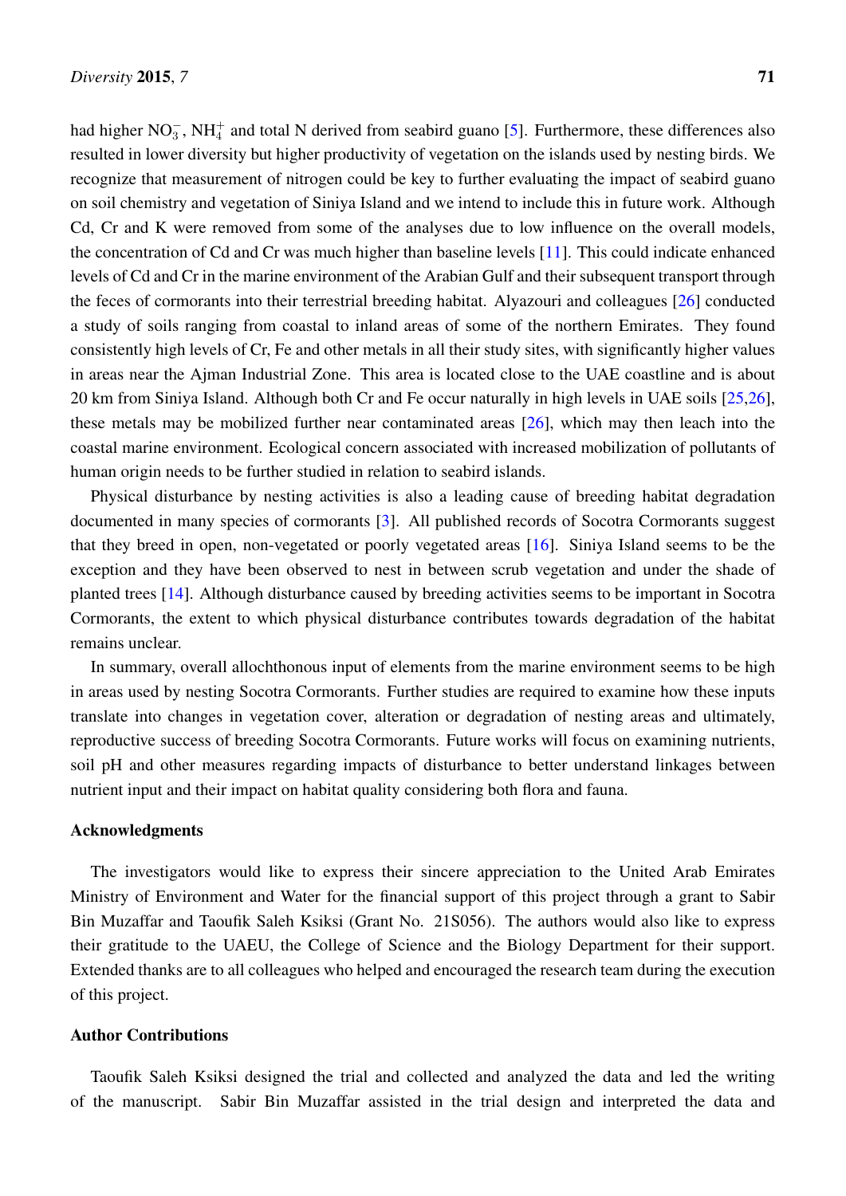had higher $NO_3^-$, $NH_4^+$ and total N derived from seabird guano [5]. Furthermore, these differences also resulted in lower diversity but higher productivity of vegetation on the islands used by nesting birds. We recognize that measurement of nitrogen could be key to further evaluating the impact of seabird guano on soil chemistry and vegetation of Siniya Island and we intend to include this in future work. Although Cd, Cr and K were removed from some of the analyses due to low influence on the overall models, the concentration of Cd and Cr was much higher than baseline levels [11]. This could indicate enhanced levels of Cd and Cr in the marine environment of the Arabian Gulf and their subsequent transport through the feces of cormorants into their terrestrial breeding habitat. Alyazouri and colleagues [26] conducted a study of soils ranging from coastal to inland areas of some of the northern Emirates. They found consistently high levels of Cr, Fe and other metals in all their study sites, with significantly higher values in areas near the Ajman Industrial Zone. This area is located close to the UAE coastline and is about 20 km from Siniya Island. Although both Cr and Fe occur naturally in high levels in UAE soils [25,26], these metals may be mobilized further near contaminated areas [26], which may then leach into the coastal marine environment. Ecological concern associated with increased mobilization of pollutants of human origin needs to be further studied in relation to seabird islands.

Physical disturbance by nesting activities is also a leading cause of breeding habitat degradation documented in many species of cormorants [3]. All published records of Socotra Cormorants suggest that they breed in open, non-vegetated or poorly vegetated areas [16]. Siniya Island seems to be the exception and they have been observed to nest in between scrub vegetation and under the shade of planted trees [14]. Although disturbance caused by breeding activities seems to be important in Socotra Cormorants, the extent to which physical disturbance contributes towards degradation of the habitat remains unclear.

In summary, overall allochthonous input of elements from the marine environment seems to be high in areas used by nesting Socotra Cormorants. Further studies are required to examine how these inputs translate into changes in vegetation cover, alteration or degradation of nesting areas and ultimately, reproductive success of breeding Socotra Cormorants. Future works will focus on examining nutrients, soil pH and other measures regarding impacts of disturbance to better understand linkages between nutrient input and their impact on habitat quality considering both flora and fauna.

## Acknowledgments

The investigators would like to express their sincere appreciation to the United Arab Emirates Ministry of Environment and Water for the financial support of this project through a grant to Sabir Bin Muzaffar and Taoufik Saleh Ksiksi (Grant No. 21S056). The authors would also like to express their gratitude to the UAEU, the College of Science and the Biology Department for their support. Extended thanks are to all colleagues who helped and encouraged the research team during the execution of this project.

## Author Contributions

Taoufik Saleh Ksiksi designed the trial and collected and analyzed the data and led the writing of the manuscript. Sabir Bin Muzaffar assisted in the trial design and interpreted the data and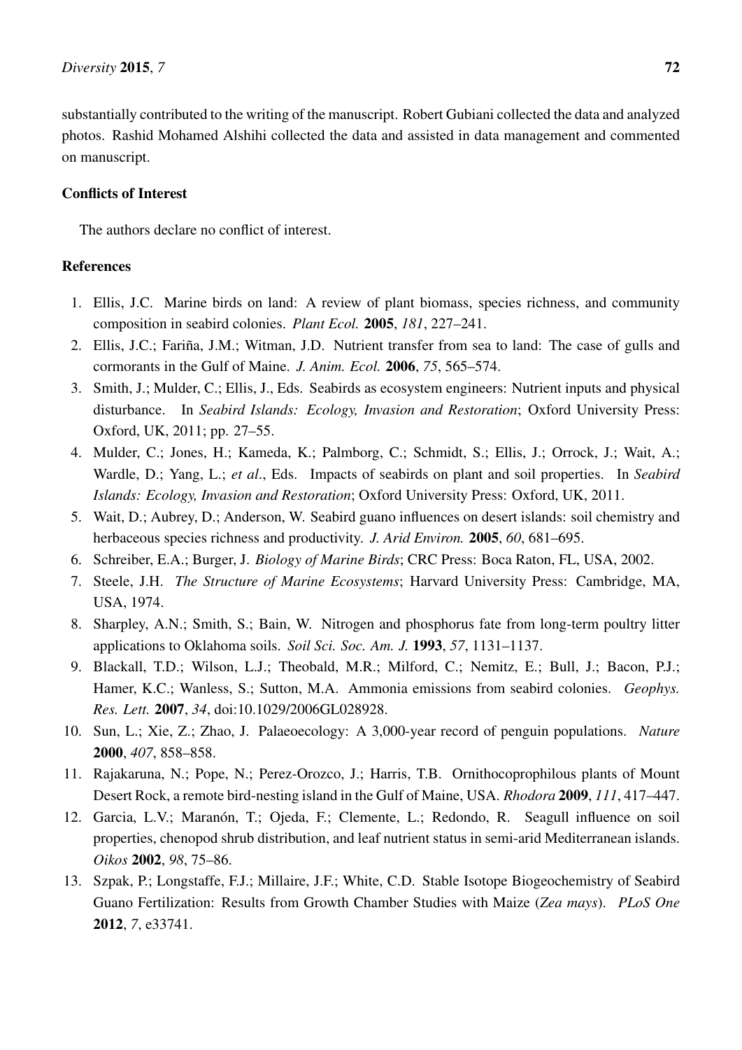substantially contributed to the writing of the manuscript. Robert Gubiani collected the data and analyzed photos. Rashid Mohamed Alshihi collected the data and assisted in data management and commented on manuscript.

## Conflicts of Interest

The authors declare no conflict of interest.

## References

1. Ellis, J.C. Marine birds on land: A review of plant biomass, species richness, and community composition in seabird colonies. *Plant Ecol.* **2005**, *181*, 227–241.
2. Ellis, J.C.; Fariña, J.M.; Witman, J.D. Nutrient transfer from sea to land: The case of gulls and cormorants in the Gulf of Maine. *J. Anim. Ecol.* **2006**, *75*, 565–574.
3. Smith, J.; Mulder, C.; Ellis, J., Eds. Seabirds as ecosystem engineers: Nutrient inputs and physical disturbance. In *Seabird Islands: Ecology, Invasion and Restoration*; Oxford University Press: Oxford, UK, 2011; pp. 27–55.
4. Mulder, C.; Jones, H.; Kameda, K.; Palmborg, C.; Schmidt, S.; Ellis, J.; Orrock, J.; Wait, A.; Wardle, D.; Yang, L.; *et al*., Eds. Impacts of seabirds on plant and soil properties. In *Seabird Islands: Ecology, Invasion and Restoration*; Oxford University Press: Oxford, UK, 2011.
5. Wait, D.; Aubrey, D.; Anderson, W. Seabird guano influences on desert islands: soil chemistry and herbaceous species richness and productivity. *J. Arid Environ.* **2005**, *60*, 681–695.
6. Schreiber, E.A.; Burger, J. *Biology of Marine Birds*; CRC Press: Boca Raton, FL, USA, 2002.
7. Steele, J.H. *The Structure of Marine Ecosystems*; Harvard University Press: Cambridge, MA, USA, 1974.
8. Sharpley, A.N.; Smith, S.; Bain, W. Nitrogen and phosphorus fate from long-term poultry litter applications to Oklahoma soils. *Soil Sci. Soc. Am. J.* **1993**, *57*, 1131–1137.
9. Blackall, T.D.; Wilson, L.J.; Theobald, M.R.; Milford, C.; Nemitz, E.; Bull, J.; Bacon, P.J.; Hamer, K.C.; Wanless, S.; Sutton, M.A. Ammonia emissions from seabird colonies. *Geophys. Res. Lett.* **2007**, *34*, doi:10.1029/2006GL028928.
10. Sun, L.; Xie, Z.; Zhao, J. Palaeoecology: A 3,000-year record of penguin populations. *Nature* **2000**, *407*, 858–858.
11. Rajakaruna, N.; Pope, N.; Perez-Orozco, J.; Harris, T.B. Ornithocoprophilous plants of Mount Desert Rock, a remote bird-nesting island in the Gulf of Maine, USA. *Rhodora* **2009**, *111*, 417–447.
12. Garcia, L.V.; Maranón, T.; Ojeda, F.; Clemente, L.; Redondo, R. Seagull influence on soil properties, chenopod shrub distribution, and leaf nutrient status in semi-arid Mediterranean islands. *Oikos* **2002**, *98*, 75–86.
13. Szpak, P.; Longstaffe, F.J.; Millaire, J.F.; White, C.D. Stable Isotope Biogeochemistry of Seabird Guano Fertilization: Results from Growth Chamber Studies with Maize (*Zea mays*). *PLoS One* **2012**, *7*, e33741.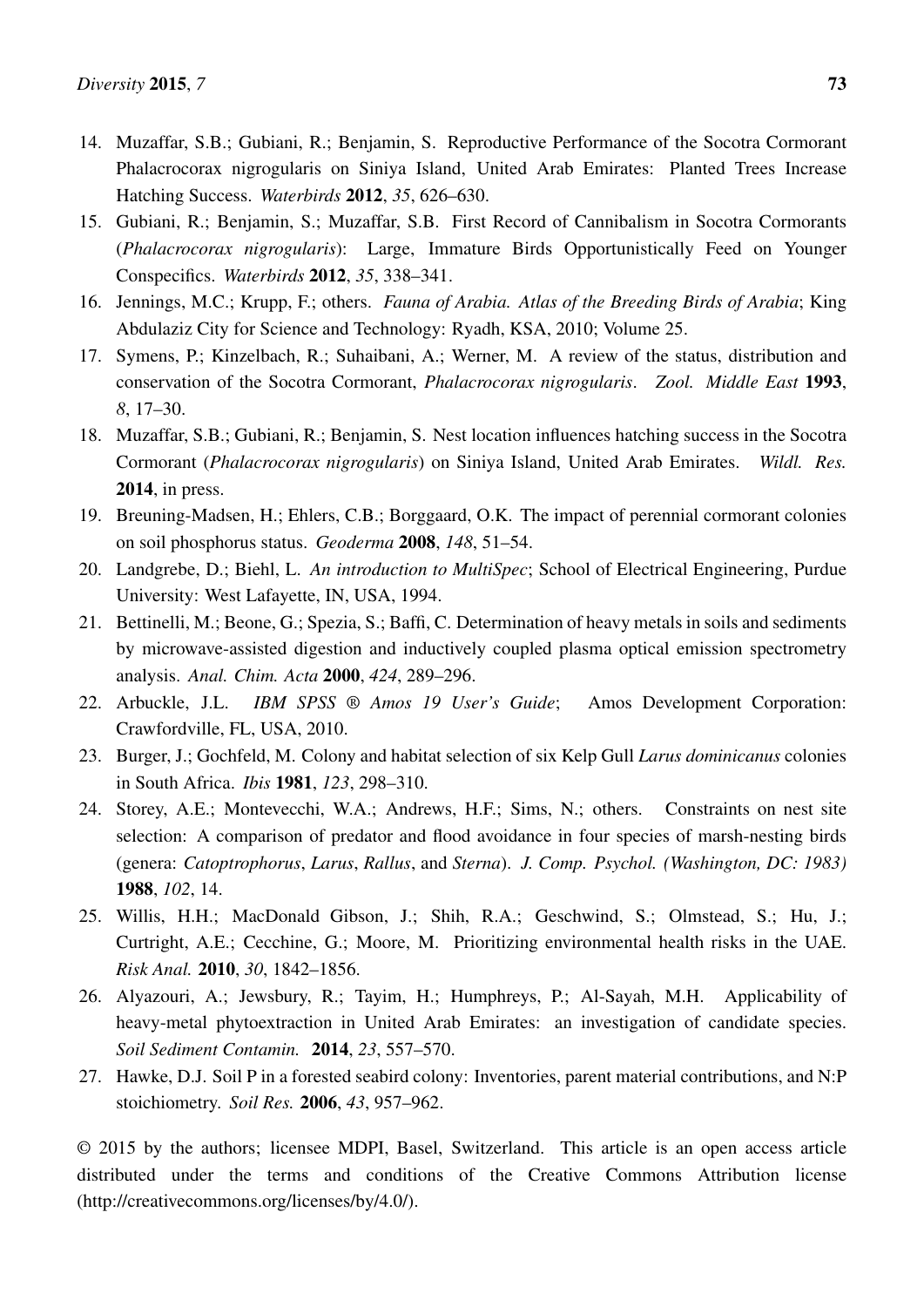14. Muzaffar, S.B.; Gubiani, R.; Benjamin, S. Reproductive Performance of the Socotra Cormorant Phalacrocorax nigrogularis on Siniya Island, United Arab Emirates: Planted Trees Increase Hatching Success. *Waterbirds* **2012**, *35*, 626–630.
15. Gubiani, R.; Benjamin, S.; Muzaffar, S.B. First Record of Cannibalism in Socotra Cormorants (*Phalacrocorax nigrogularis*): Large, Immature Birds Opportunistically Feed on Younger Conspecifics. *Waterbirds* **2012**, *35*, 338–341.
16. Jennings, M.C.; Krupp, F.; others. *Fauna of Arabia. Atlas of the Breeding Birds of Arabia*; King Abdulaziz City for Science and Technology: Ryadh, KSA, 2010; Volume 25.
17. Symens, P.; Kinzelbach, R.; Suhaibani, A.; Werner, M. A review of the status, distribution and conservation of the Socotra Cormorant, *Phalacrocorax nigrogularis*. *Zool. Middle East* **1993**, *8*, 17–30.
18. Muzaffar, S.B.; Gubiani, R.; Benjamin, S. Nest location influences hatching success in the Socotra Cormorant (*Phalacrocorax nigrogularis*) on Siniya Island, United Arab Emirates. *Wildl. Res.* **2014**, in press.
19. Breuning-Madsen, H.; Ehlers, C.B.; Borggaard, O.K. The impact of perennial cormorant colonies on soil phosphorus status. *Geoderma* **2008**, *148*, 51–54.
20. Landgrebe, D.; Biehl, L. *An introduction to MultiSpec*; School of Electrical Engineering, Purdue University: West Lafayette, IN, USA, 1994.
21. Bettinelli, M.; Beone, G.; Spezia, S.; Baffi, C. Determination of heavy metals in soils and sediments by microwave-assisted digestion and inductively coupled plasma optical emission spectrometry analysis. *Anal. Chim. Acta* **2000**, *424*, 289–296.
22. Arbuckle, J.L. *IBM SPSS ® Amos 19 User's Guide*; Amos Development Corporation: Crawfordville, FL, USA, 2010.
23. Burger, J.; Gochfeld, M. Colony and habitat selection of six Kelp Gull *Larus dominicanus* colonies in South Africa. *Ibis* **1981**, *123*, 298–310.
24. Storey, A.E.; Montevecchi, W.A.; Andrews, H.F.; Sims, N.; others. Constraints on nest site selection: A comparison of predator and flood avoidance in four species of marsh-nesting birds (genera: *Catoptrophorus*, *Larus*, *Rallus*, and *Sterna*). *J. Comp. Psychol. (Washington, DC: 1983)* **1988**, *102*, 14.
25. Willis, H.H.; MacDonald Gibson, J.; Shih, R.A.; Geschwind, S.; Olmstead, S.; Hu, J.; Curtright, A.E.; Cecchine, G.; Moore, M. Prioritizing environmental health risks in the UAE. *Risk Anal.* **2010**, *30*, 1842–1856.
26. Alyazouri, A.; Jewsbury, R.; Tayim, H.; Humphreys, P.; Al-Sayah, M.H. Applicability of heavy-metal phytoextraction in United Arab Emirates: an investigation of candidate species. *Soil Sediment Contamin.* **2014**, *23*, 557–570.
27. Hawke, D.J. Soil P in a forested seabird colony: Inventories, parent material contributions, and N:P stoichiometry. *Soil Res.* **2006**, *43*, 957–962.

© 2015 by the authors; licensee MDPI, Basel, Switzerland. This article is an open access article distributed under the terms and conditions of the Creative Commons Attribution license (http://creativecommons.org/licenses/by/4.0/).